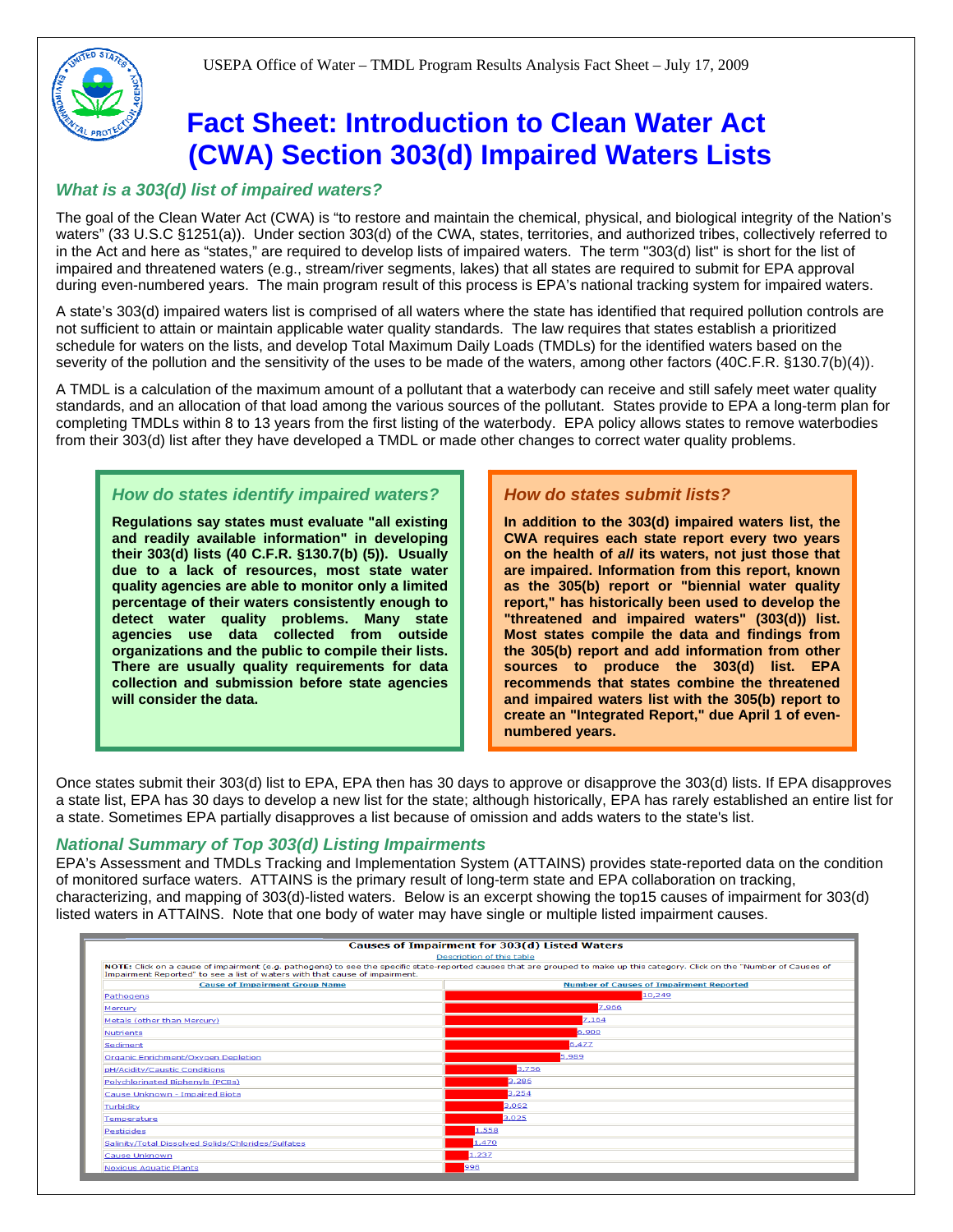USEPA Office of Water – TMDL Program Results Analysis Fact Sheet – July 17, 2009

# Fact Sheet: Introduction to Clean Water Act (CWA) Section 303(d) Impaired Waters Lists

### *What is a 303(d) list of impaired waters?*

The goal of the Clean Water Act (CWA) is "to restore and maintain the chemical, physical, and biological integrity of the Nation's waters" (33 U.S.C §1251(a)). Under section 303(d) of the CWA, states, territories, and authorized tribes, collectively referred to in the Act and here as "states," are required to develop lists of impaired waters. The term "303(d) list" is short for the list of impaired and threatened waters (e.g., stream/river segments, lakes) that all states are required to submit for EPA approval during even-numbered years. The main program result of this process is EPA's national tracking system for impaired waters.

A state's 303(d) impaired waters list is comprised of all waters where the state has identified that required pollution controls are not sufficient to attain or maintain applicable water quality standards. The law requires that states establish a prioritized schedule for waters on the lists, and develop Total Maximum Daily Loads (TMDLs) for the identified waters based on the severity of the pollution and the sensitivity of the uses to be made of the waters, among other factors (40C.F.R. §130.7(b)(4)).

A TMDL is a calculation of the maximum amount of a pollutant that a waterbody can receive and still safely meet water quality standards, and an allocation of that load among the various sources of the pollutant. States provide to EPA a long-term plan for completing TMDLs within 8 to 13 years from the first listing of the waterbody. EPA policy allows states to remove waterbodies from their 303(d) list after they have developed a TMDL or made other changes to correct water quality problems.

### *How do states identify impaired waters?*

**Regulations say states must evaluate "all existing and readily available information" in developing their 303(d) lists (40 C.F.R. §130.7(b) (5)). Usually due to a lack of resources, most state water quality agencies are able to monitor only a limited percentage of their waters consistently enough to detect water quality problems. Many state agencies use data collected from outside organizations and the public to compile their lists. There are usually quality requirements for data collection and submission before state agencies will consider the data.**

### *How do states submit lists?*

**In addition to the 303(d) impaired waters list, the CWA requires each state report every two years on the health of *all* its waters, not just those that are impaired. Information from this report, known as the 305(b) report or "biennial water quality report," has historically been used to develop the "threatened and impaired waters" (303(d)) list. Most states compile the data and findings from the 305(b) report and add information from other sources to produce the 303(d) list. EPA recommends that states combine the threatened and impaired waters list with the 305(b) report to create an "Integrated Report," due April 1 of even-numbered years.**

Once states submit their 303(d) list to EPA, EPA then has 30 days to approve or disapprove the 303(d) lists. If EPA disapproves a state list, EPA has 30 days to develop a new list for the state; although historically, EPA has rarely established an entire list for a state. Sometimes EPA partially disapproves a list because of omission and adds waters to the state's list.

### *National Summary of Top 303(d) Listing Impairments*

EPA's Assessment and TMDLs Tracking and Implementation System (ATTAINS) provides state-reported data on the condition of monitored surface waters. ATTAINS is the primary result of long-term state and EPA collaboration on tracking, characterizing, and mapping of 303(d)-listed waters. Below is an excerpt showing the top15 causes of impairment for 303(d) listed waters in ATTAINS. Note that one body of water may have single or multiple listed impairment causes.

**Causes of Impairment for 303(d) Listed Waters**

Description of this table

NOTE: Click on a cause of impairment (e.g. pathogens) to see the specific state-reported causes that are grouped to make up this category. Click on the "Number of Causes of Impairment Reported" to see a list of waters with that cause of impairment.

| Cause of Impairment Group Name | Number of Causes of Impairment Reported |
|---|---|
| Pathogens | 10,249 |
| Mercury | 7,966 |
| Metals (other than Mercury) | 7,164 |
| Nutrients | 6,900 |
| Sediment | 6,477 |
| Organic Enrichment/Oxygen Depletion | 5,989 |
| pH/Acidity/Caustic Conditions | 3,756 |
| Polychlorinated Biphenyls (PCBs) | 3,285 |
| Cause Unknown - Impaired Biota | 3,254 |
| Turbidity | 3,062 |
| Temperature | 3,025 |
| Pesticides | 1,558 |
| Salinity/Total Dissolved Solids/Chlorides/Sulfates | 1,470 |
| Cause Unknown | 1,237 |
| Noxious Aquatic Plants | 998 |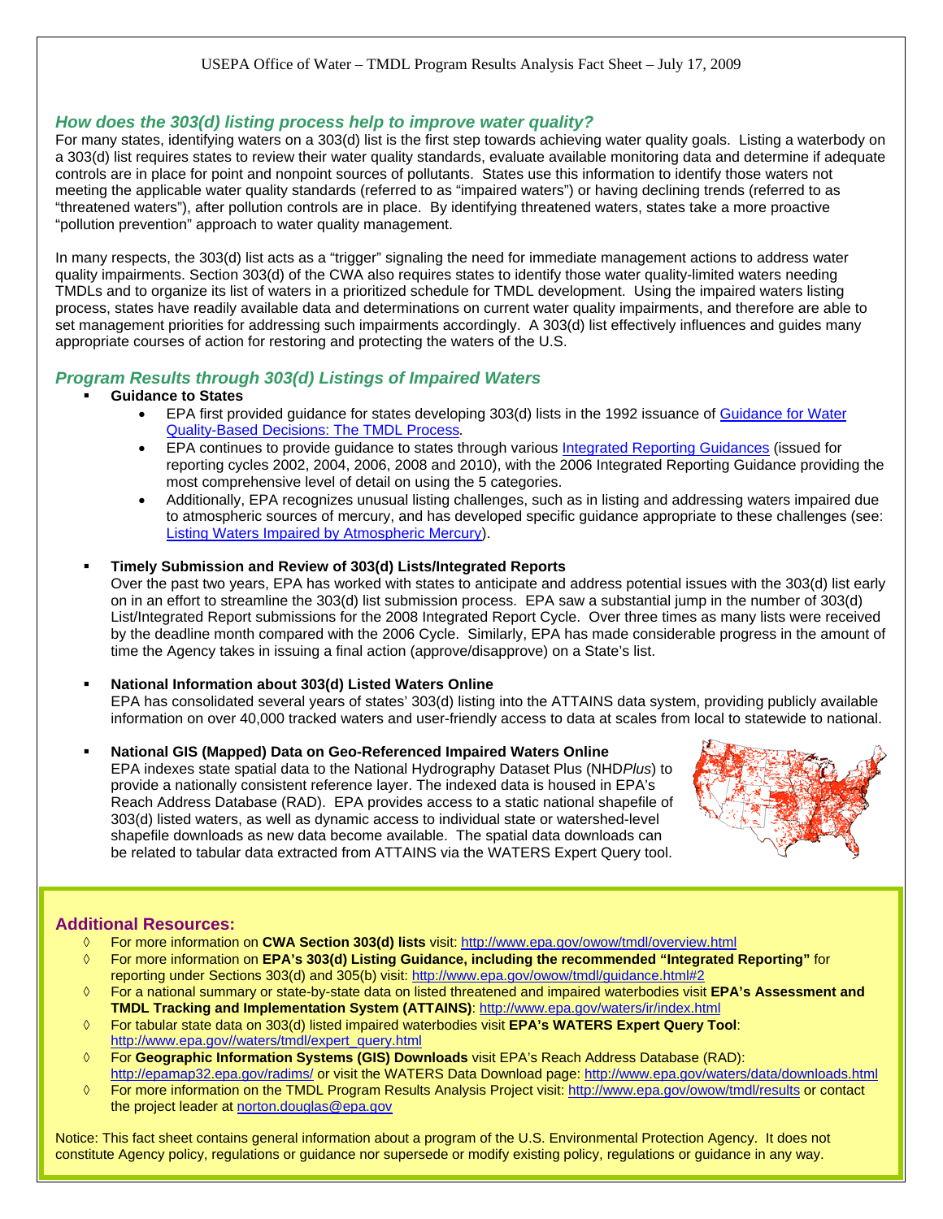## How does the 303(d) listing process help to improve water quality?

For many states, identifying waters on a 303(d) list is the first step towards achieving water quality goals. Listing a waterbody on a 303(d) list requires states to review their water quality standards, evaluate available monitoring data and determine if adequate controls are in place for point and nonpoint sources of pollutants. States use this information to identify those waters not meeting the applicable water quality standards (referred to as "impaired waters") or having declining trends (referred to as "threatened waters"), after pollution controls are in place. By identifying threatened waters, states take a more proactive "pollution prevention" approach to water quality management.

In many respects, the 303(d) list acts as a "trigger" signaling the need for immediate management actions to address water quality impairments. Section 303(d) of the CWA also requires states to identify those water quality-limited waters needing TMDLs and to organize its list of waters in a prioritized schedule for TMDL development. Using the impaired waters listing process, states have readily available data and determinations on current water quality impairments, and therefore are able to set management priorities for addressing such impairments accordingly. A 303(d) list effectively influences and guides many appropriate courses of action for restoring and protecting the waters of the U.S.

## Program Results through 303(d) Listings of Impaired Waters

- **Guidance to States**
  - EPA first provided guidance for states developing 303(d) lists in the 1992 issuance of [Guidance for Water Quality-Based Decisions: The TMDL Process](#).
  - EPA continues to provide guidance to states through various [Integrated Reporting Guidances](#) (issued for reporting cycles 2002, 2004, 2006, 2008 and 2010), with the 2006 Integrated Reporting Guidance providing the most comprehensive level of detail on using the 5 categories.
  - Additionally, EPA recognizes unusual listing challenges, such as in listing and addressing waters impaired due to atmospheric sources of mercury, and has developed specific guidance appropriate to these challenges (see: [Listing Waters Impaired by Atmospheric Mercury](#)).

- **Timely Submission and Review of 303(d) Lists/Integrated Reports**
  Over the past two years, EPA has worked with states to anticipate and address potential issues with the 303(d) list early on in an effort to streamline the 303(d) list submission process. EPA saw a substantial jump in the number of 303(d) List/Integrated Report submissions for the 2008 Integrated Report Cycle. Over three times as many lists were received by the deadline month compared with the 2006 Cycle. Similarly, EPA has made considerable progress in the amount of time the Agency takes in issuing a final action (approve/disapprove) on a State's list.

- **National Information about 303(d) Listed Waters Online**
  EPA has consolidated several years of states' 303(d) listing into the ATTAINS data system, providing publicly available information on over 40,000 tracked waters and user-friendly access to data at scales from local to statewide to national.

- **National GIS (Mapped) Data on Geo-Referenced Impaired Waters Online**
  EPA indexes state spatial data to the National Hydrography Dataset Plus (NHD*Plus*) to provide a nationally consistent reference layer. The indexed data is housed in EPA's Reach Address Database (RAD). EPA provides access to a static national shapefile of 303(d) listed waters, as well as dynamic access to individual state or watershed-level shapefile downloads as new data become available. The spatial data downloads can be related to tabular data extracted from ATTAINS via the WATERS Expert Query tool.

### Additional Resources:

- For more information on **CWA Section 303(d) lists** visit: http://www.epa.gov/owow/tmdl/overview.html
- For more information on **EPA's 303(d) Listing Guidance, including the recommended "Integrated Reporting"** for reporting under Sections 303(d) and 305(b) visit: http://www.epa.gov/owow/tmdl/guidance.html#2
- For a national summary or state-by-state data on listed threatened and impaired waterbodies visit **EPA's Assessment and TMDL Tracking and Implementation System (ATTAINS)**: http://www.epa.gov/waters/ir/index.html
- For tabular state data on 303(d) listed impaired waterbodies visit **EPA's WATERS Expert Query Tool**: http://www.epa.gov//waters/tmdl/expert_query.html
- For **Geographic Information Systems (GIS) Downloads** visit EPA's Reach Address Database (RAD): http://epamap32.epa.gov/radims/ or visit the WATERS Data Download page: http://www.epa.gov/waters/data/downloads.html
- For more information on the TMDL Program Results Analysis Project visit: http://www.epa.gov/owow/tmdl/results or contact the project leader at norton.douglas@epa.gov

Notice: This fact sheet contains general information about a program of the U.S. Environmental Protection Agency. It does not constitute Agency policy, regulations or guidance nor supersede or modify existing policy, regulations or guidance in any way.